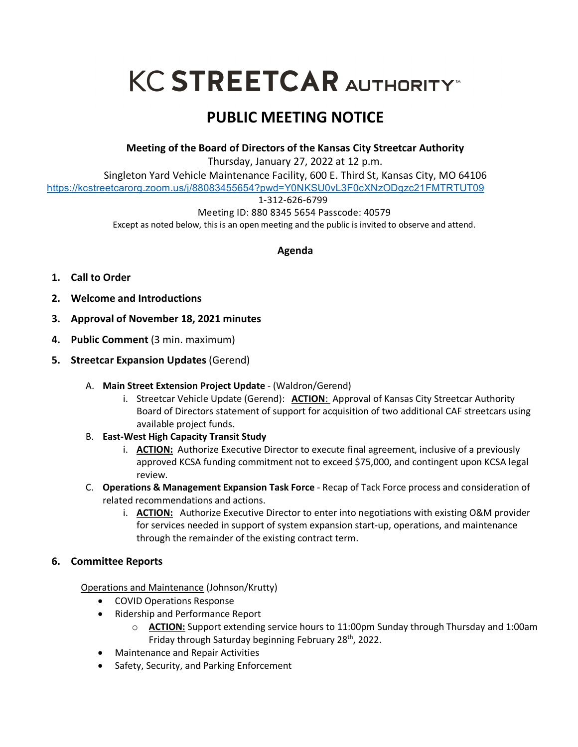# KC STREETCAR AUTHORITY™

## PUBLIC MEETING NOTICE

**Meeting of the Board of Directors of the Kansas City Streetcar Authority**

Thursday, January 27, 2022 at 12 p.m.

Singleton Yard Vehicle Maintenance Facility, 600 E. Third St, Kansas City, MO 64106

https://kcstreetcarorg.zoom.us/j/88083455654?pwd=Y0NKSU0vL3F0cXNzODgzc21FMTRTUT09

1-312-626-6799

Meeting ID: 880 8345 5654 Passcode: 40579

Except as noted below, this is an open meeting and the public is invited to observe and attend.

### Agenda

1. **Call to Order**
2. **Welcome and Introductions**
3. **Approval of November 18, 2021 minutes**
4. **Public Comment** (3 min. maximum)
5. **Streetcar Expansion Updates** (Gerend)
   - A. **Main Street Extension Project Update** - (Waldron/Gerend)
     - i. Streetcar Vehicle Update (Gerend): **ACTION**: Approval of Kansas City Streetcar Authority Board of Directors statement of support for acquisition of two additional CAF streetcars using available project funds.
   - B. **East-West High Capacity Transit Study**
     - i. **ACTION:** Authorize Executive Director to execute final agreement, inclusive of a previously approved KCSA funding commitment not to exceed $75,000, and contingent upon KCSA legal review.
   - C. **Operations & Management Expansion Task Force** - Recap of Tack Force process and consideration of related recommendations and actions.
     - i. **ACTION:** Authorize Executive Director to enter into negotiations with existing O&M provider for services needed in support of system expansion start-up, operations, and maintenance through the remainder of the existing contract term.
6. **Committee Reports**

   Operations and Maintenance (Johnson/Krutty)

   - COVID Operations Response
   - Ridership and Performance Report
     - **ACTION:** Support extending service hours to 11:00pm Sunday through Thursday and 1:00am Friday through Saturday beginning February 28th, 2022.
   - Maintenance and Repair Activities
   - Safety, Security, and Parking Enforcement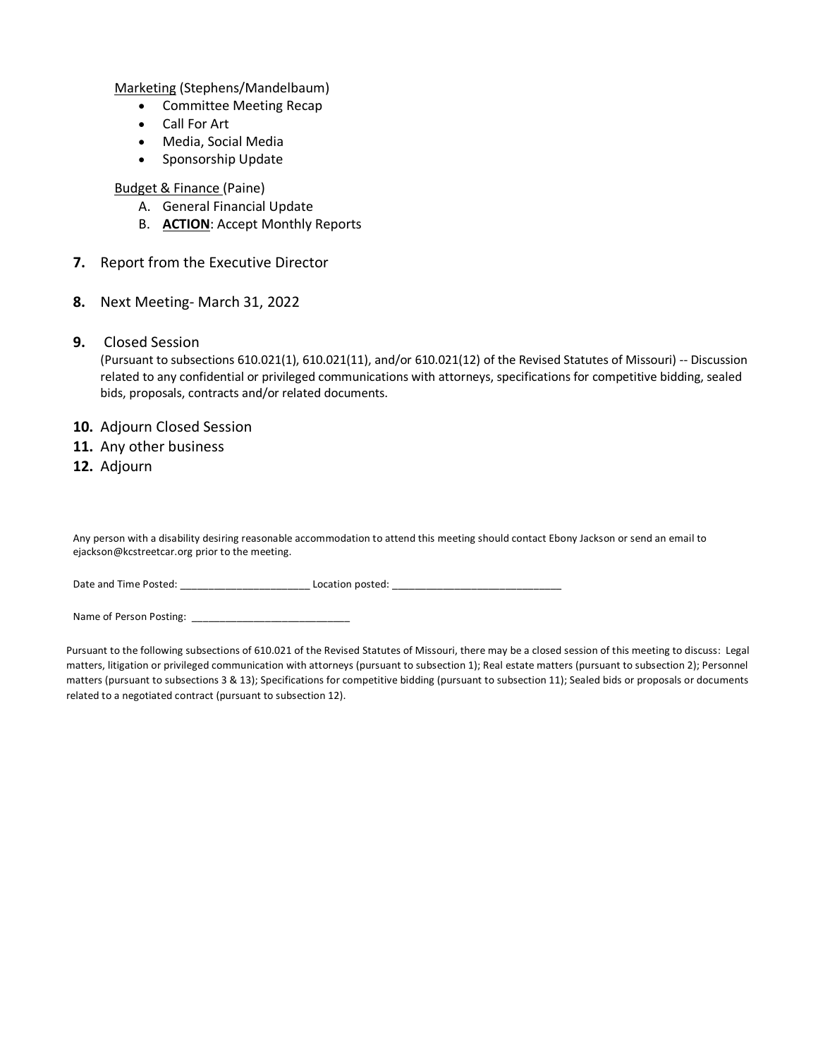Marketing (Stephens/Mandelbaum)

- Committee Meeting Recap
- Call For Art
- Media, Social Media
- Sponsorship Update

Budget & Finance (Paine)

A. General Financial Update
B. **ACTION**: Accept Monthly Reports

**7.** Report from the Executive Director

**8.** Next Meeting- March 31, 2022

**9.** Closed Session
(Pursuant to subsections 610.021(1), 610.021(11), and/or 610.021(12) of the Revised Statutes of Missouri) -- Discussion related to any confidential or privileged communications with attorneys, specifications for competitive bidding, sealed bids, proposals, contracts and/or related documents.

**10.** Adjourn Closed Session
**11.** Any other business
**12.** Adjourn

Any person with a disability desiring reasonable accommodation to attend this meeting should contact Ebony Jackson or send an email to ejackson@kcstreetcar.org prior to the meeting.

Date and Time Posted: ______________________ Location posted: ______________________________

Name of Person Posting: ___________________________

Pursuant to the following subsections of 610.021 of the Revised Statutes of Missouri, there may be a closed session of this meeting to discuss: Legal matters, litigation or privileged communication with attorneys (pursuant to subsection 1); Real estate matters (pursuant to subsection 2); Personnel matters (pursuant to subsections 3 & 13); Specifications for competitive bidding (pursuant to subsection 11); Sealed bids or proposals or documents related to a negotiated contract (pursuant to subsection 12).